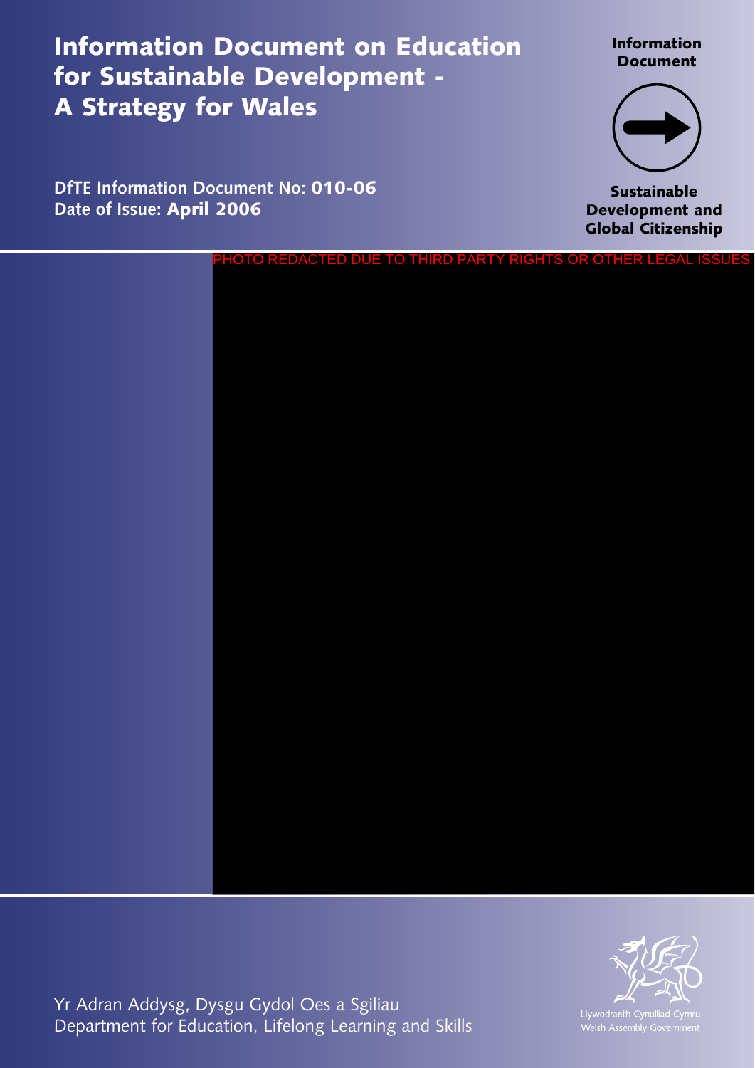# Information Document on Education for Sustainable Development - A Strategy for Wales

**Information Document**

**Sustainable Development and Global Citizenship**

DfTE Information Document No: **010-06**
Date of Issue: **April 2006**

PHOTO REDACTED DUE TO THIRD PARTY RIGHTS OR OTHER LEGAL ISSUES

Yr Adran Addysg, Dysgu Gydol Oes a Sgiliau
Department for Education, Lifelong Learning and Skills

Llywodraeth Cynulliad Cymru
Welsh Assembly Government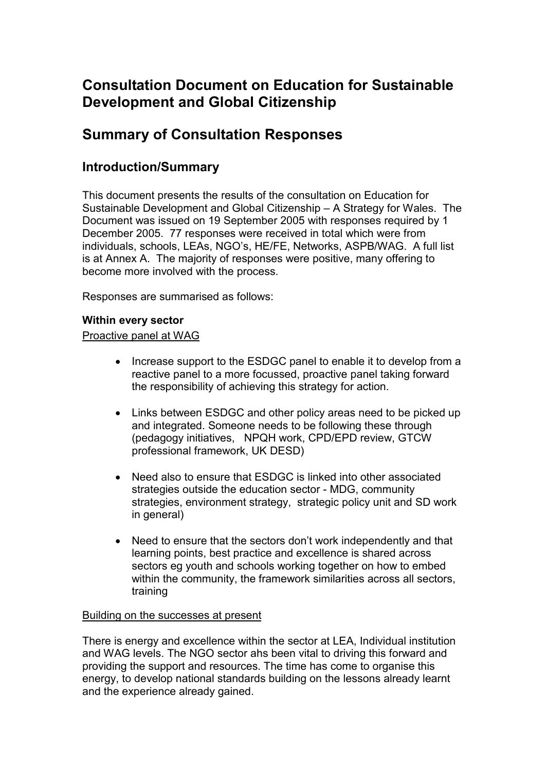# Consultation Document on Education for Sustainable Development and Global Citizenship

# Summary of Consultation Responses

## Introduction/Summary

This document presents the results of the consultation on Education for Sustainable Development and Global Citizenship – A Strategy for Wales. The Document was issued on 19 September 2005 with responses required by 1 December 2005. 77 responses were received in total which were from individuals, schools, LEAs, NGO's, HE/FE, Networks, ASPB/WAG. A full list is at Annex A. The majority of responses were positive, many offering to become more involved with the process.

Responses are summarised as follows:

**Within every sector**

<u>Proactive panel at WAG</u>

- Increase support to the ESDGC panel to enable it to develop from a reactive panel to a more focussed, proactive panel taking forward the responsibility of achieving this strategy for action.
- Links between ESDGC and other policy areas need to be picked up and integrated. Someone needs to be following these through (pedagogy initiatives, NPQH work, CPD/EPD review, GTCW professional framework, UK DESD)
- Need also to ensure that ESDGC is linked into other associated strategies outside the education sector - MDG, community strategies, environment strategy, strategic policy unit and SD work in general)
- Need to ensure that the sectors don't work independently and that learning points, best practice and excellence is shared across sectors eg youth and schools working together on how to embed within the community, the framework similarities across all sectors, training

<u>Building on the successes at present</u>

There is energy and excellence within the sector at LEA, Individual institution and WAG levels. The NGO sector ahs been vital to driving this forward and providing the support and resources. The time has come to organise this energy, to develop national standards building on the lessons already learnt and the experience already gained.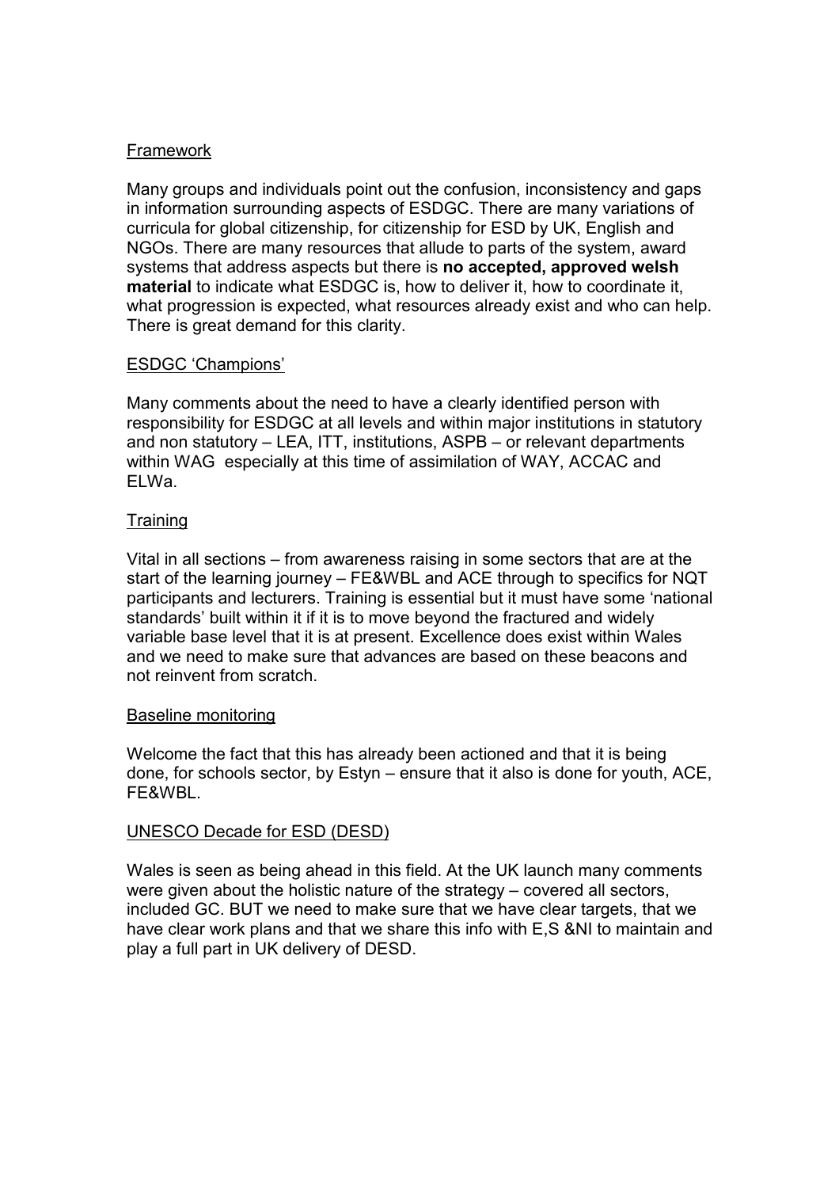<u>Framework</u>

Many groups and individuals point out the confusion, inconsistency and gaps in information surrounding aspects of ESDGC. There are many variations of curricula for global citizenship, for citizenship for ESD by UK, English and NGOs. There are many resources that allude to parts of the system, award systems that address aspects but there is **no accepted, approved welsh material** to indicate what ESDGC is, how to deliver it, how to coordinate it, what progression is expected, what resources already exist and who can help. There is great demand for this clarity.

<u>ESDGC 'Champions'</u>

Many comments about the need to have a clearly identified person with responsibility for ESDGC at all levels and within major institutions in statutory and non statutory – LEA, ITT, institutions, ASPB – or relevant departments within WAG especially at this time of assimilation of WAY, ACCAC and ELWa.

<u>Training</u>

Vital in all sections – from awareness raising in some sectors that are at the start of the learning journey – FE&WBL and ACE through to specifics for NQT participants and lecturers. Training is essential but it must have some 'national standards' built within it if it is to move beyond the fractured and widely variable base level that it is at present. Excellence does exist within Wales and we need to make sure that advances are based on these beacons and not reinvent from scratch.

<u>Baseline monitoring</u>

Welcome the fact that this has already been actioned and that it is being done, for schools sector, by Estyn – ensure that it also is done for youth, ACE, FE&WBL.

<u>UNESCO Decade for ESD (DESD)</u>

Wales is seen as being ahead in this field. At the UK launch many comments were given about the holistic nature of the strategy – covered all sectors, included GC. BUT we need to make sure that we have clear targets, that we have clear work plans and that we share this info with E,S &NI to maintain and play a full part in UK delivery of DESD.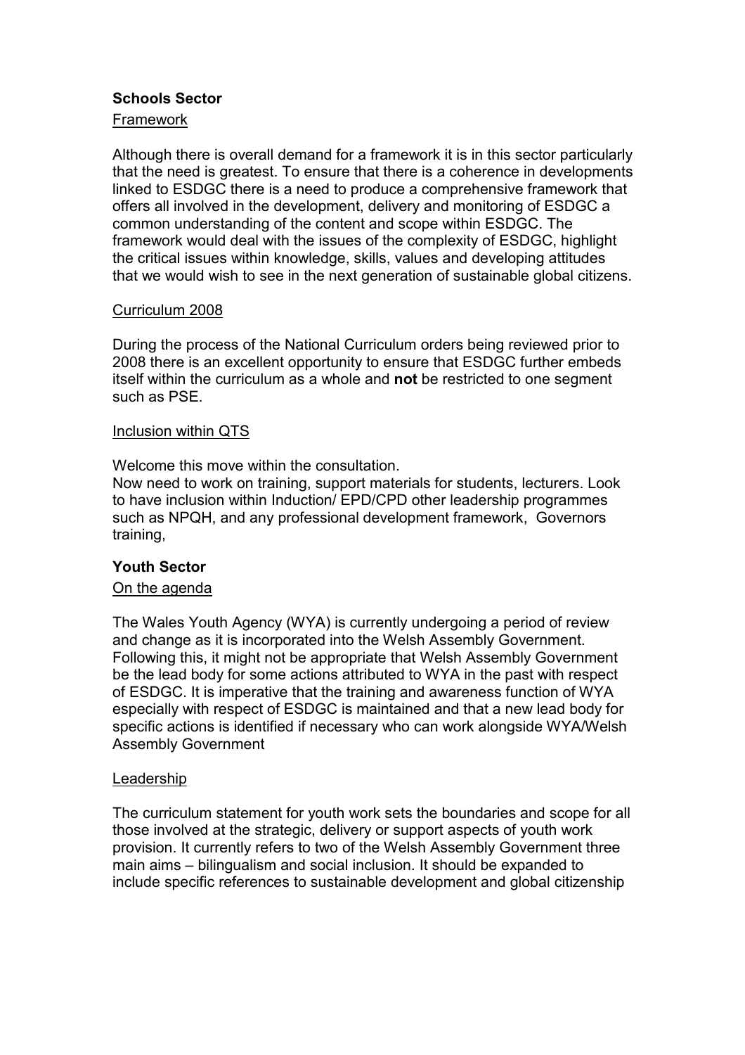**Schools Sector**

Framework

Although there is overall demand for a framework it is in this sector particularly that the need is greatest. To ensure that there is a coherence in developments linked to ESDGC there is a need to produce a comprehensive framework that offers all involved in the development, delivery and monitoring of ESDGC a common understanding of the content and scope within ESDGC. The framework would deal with the issues of the complexity of ESDGC, highlight the critical issues within knowledge, skills, values and developing attitudes that we would wish to see in the next generation of sustainable global citizens.

Curriculum 2008

During the process of the National Curriculum orders being reviewed prior to 2008 there is an excellent opportunity to ensure that ESDGC further embeds itself within the curriculum as a whole and **not** be restricted to one segment such as PSE.

Inclusion within QTS

Welcome this move within the consultation.
Now need to work on training, support materials for students, lecturers. Look to have inclusion within Induction/ EPD/CPD other leadership programmes such as NPQH, and any professional development framework, Governors training,

**Youth Sector**

On the agenda

The Wales Youth Agency (WYA) is currently undergoing a period of review and change as it is incorporated into the Welsh Assembly Government. Following this, it might not be appropriate that Welsh Assembly Government be the lead body for some actions attributed to WYA in the past with respect of ESDGC. It is imperative that the training and awareness function of WYA especially with respect of ESDGC is maintained and that a new lead body for specific actions is identified if necessary who can work alongside WYA/Welsh Assembly Government

Leadership

The curriculum statement for youth work sets the boundaries and scope for all those involved at the strategic, delivery or support aspects of youth work provision. It currently refers to two of the Welsh Assembly Government three main aims – bilingualism and social inclusion. It should be expanded to include specific references to sustainable development and global citizenship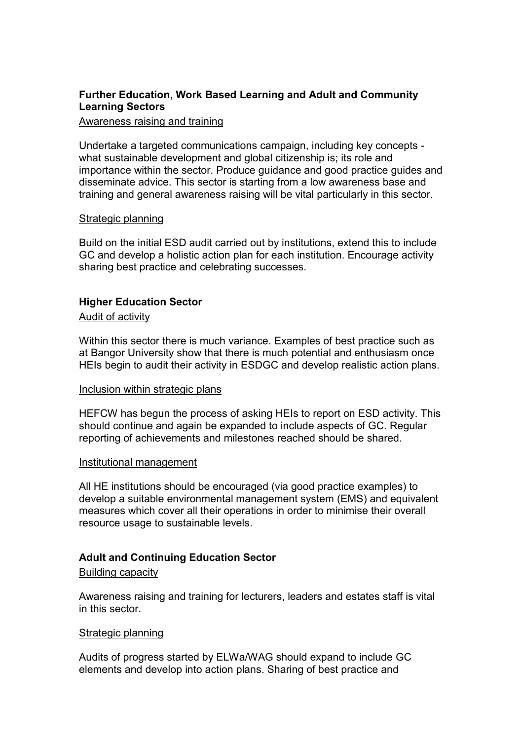**Further Education, Work Based Learning and Adult and Community Learning Sectors**

Awareness raising and training

Undertake a targeted communications campaign, including key concepts - what sustainable development and global citizenship is; its role and importance within the sector. Produce guidance and good practice guides and disseminate advice. This sector is starting from a low awareness base and training and general awareness raising will be vital particularly in this sector.

Strategic planning

Build on the initial ESD audit carried out by institutions, extend this to include GC and develop a holistic action plan for each institution. Encourage activity sharing best practice and celebrating successes.

**Higher Education Sector**

Audit of activity

Within this sector there is much variance. Examples of best practice such as at Bangor University show that there is much potential and enthusiasm once HEIs begin to audit their activity in ESDGC and develop realistic action plans.

Inclusion within strategic plans

HEFCW has begun the process of asking HEIs to report on ESD activity. This should continue and again be expanded to include aspects of GC. Regular reporting of achievements and milestones reached should be shared.

Institutional management

All HE institutions should be encouraged (via good practice examples) to develop a suitable environmental management system (EMS) and equivalent measures which cover all their operations in order to minimise their overall resource usage to sustainable levels.

**Adult and Continuing Education Sector**

Building capacity

Awareness raising and training for lecturers, leaders and estates staff is vital in this sector.

Strategic planning

Audits of progress started by ELWa/WAG should expand to include GC elements and develop into action plans. Sharing of best practice and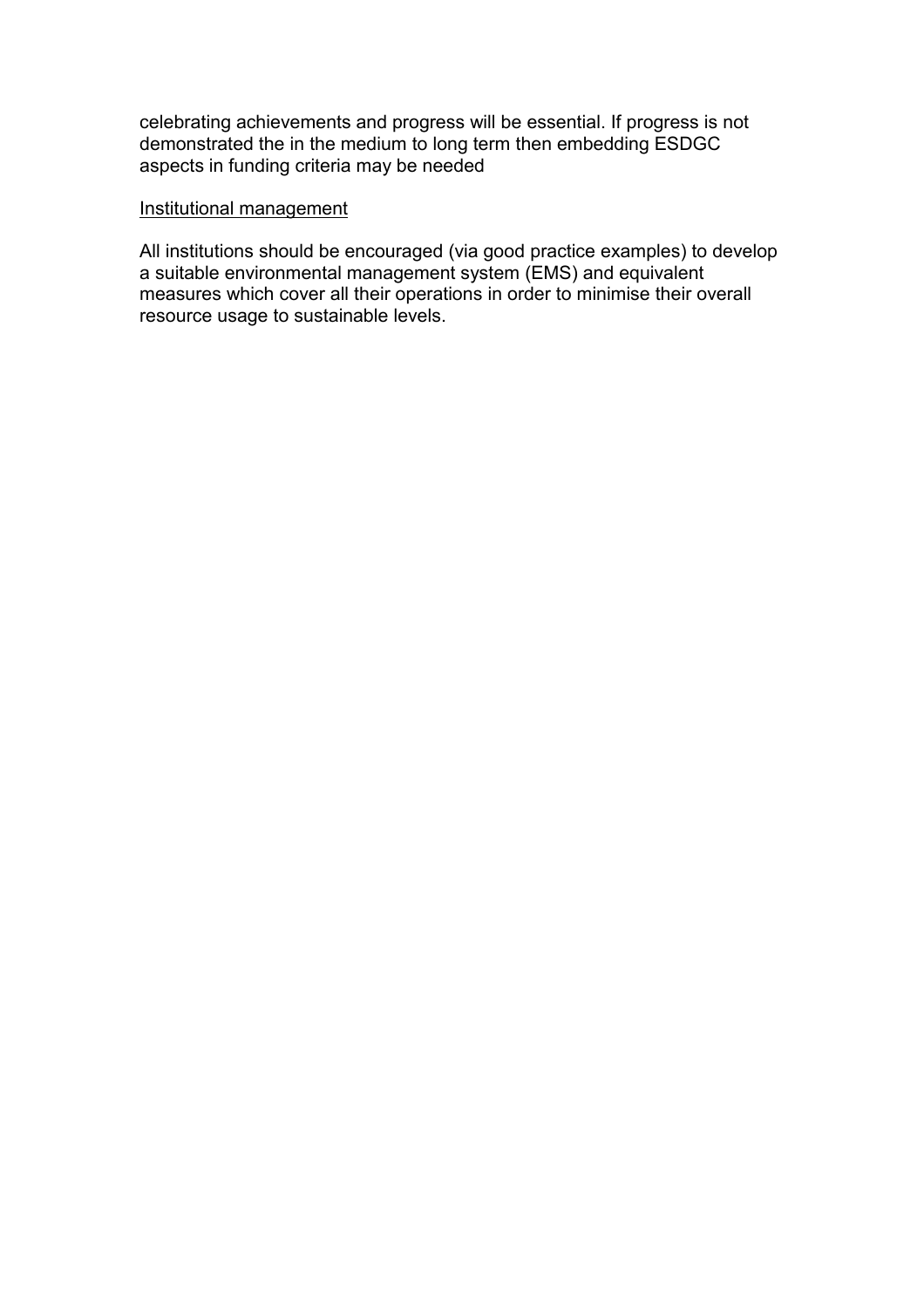celebrating achievements and progress will be essential. If progress is not demonstrated the in the medium to long term then embedding ESDGC aspects in funding criteria may be needed

<u>Institutional management</u>

All institutions should be encouraged (via good practice examples) to develop a suitable environmental management system (EMS) and equivalent measures which cover all their operations in order to minimise their overall resource usage to sustainable levels.